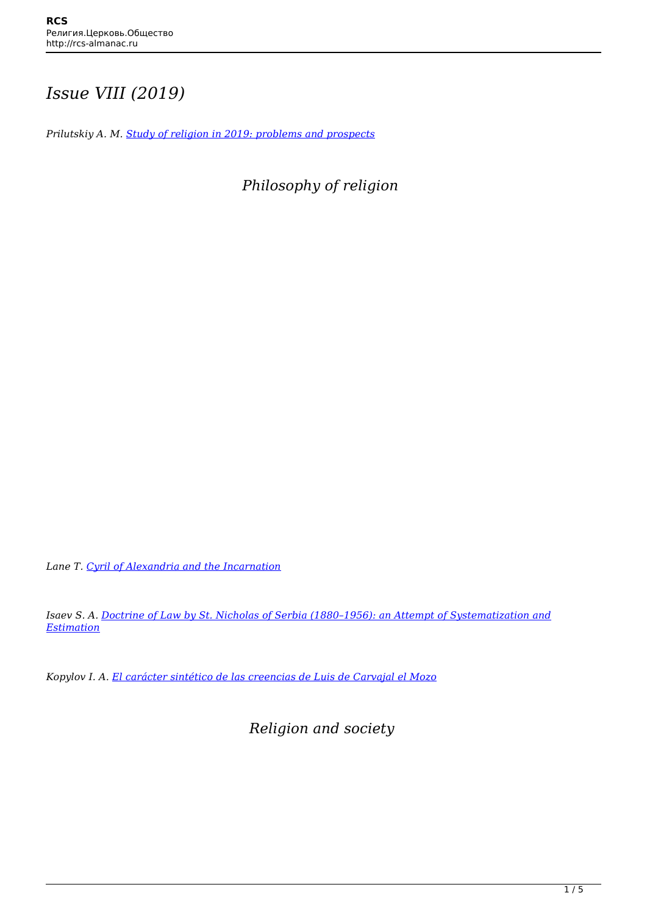# *Issue VIII (2019)*

*Prilutskiy A. M. Study of religion in 2019: problems and prospects*

## *Philosophy of religion*

*Lane T. Cyril of Alexandria and the Incarnation*

*Isaev S. A. Doctrine of Law by St. Nicholas of Serbia (1880–1956): an Attempt of Systematization and Estimation*

*Kopylov I. A. El carácter sintético de las creencias de Luis de Carvajal el Mozo*

## *Religion and society*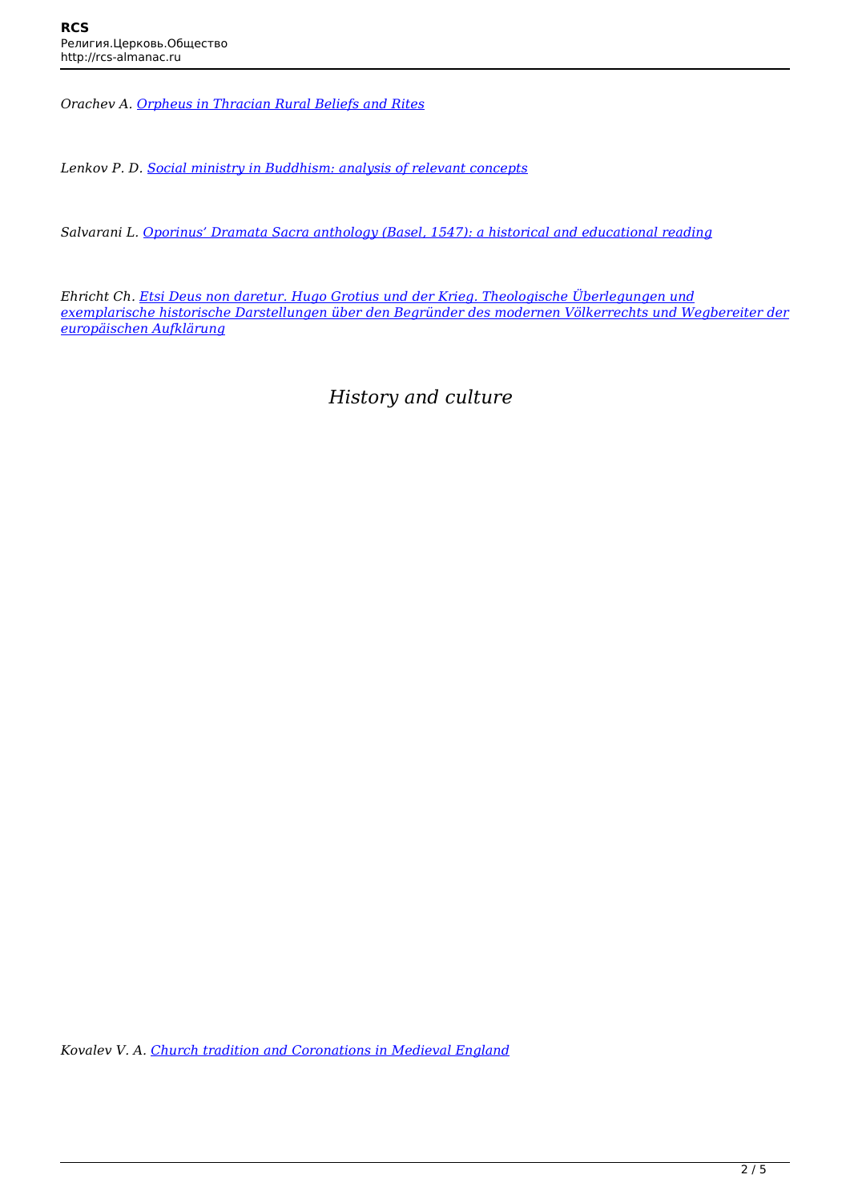*Orachev A. Orpheus in Thracian Rural Beliefs and Rites*

*Lenkov P. D. Social ministry in Buddhism: analysis of relevant concepts*

*Salvarani L. Oporinus' Dramata Sacra anthology (Basel, 1547): a historical and educational reading*

*Ehricht Ch. Etsi Deus non daretur. Hugo Grotius und der Krieg. Theologische Überlegungen und exemplarische historische Darstellungen über den Begründer des modernen Völkerrechts und Wegbereiter der europäischen Aufklärung*

## *History and culture*

*Kovalev V. A. Church tradition and Coronations in Medieval England*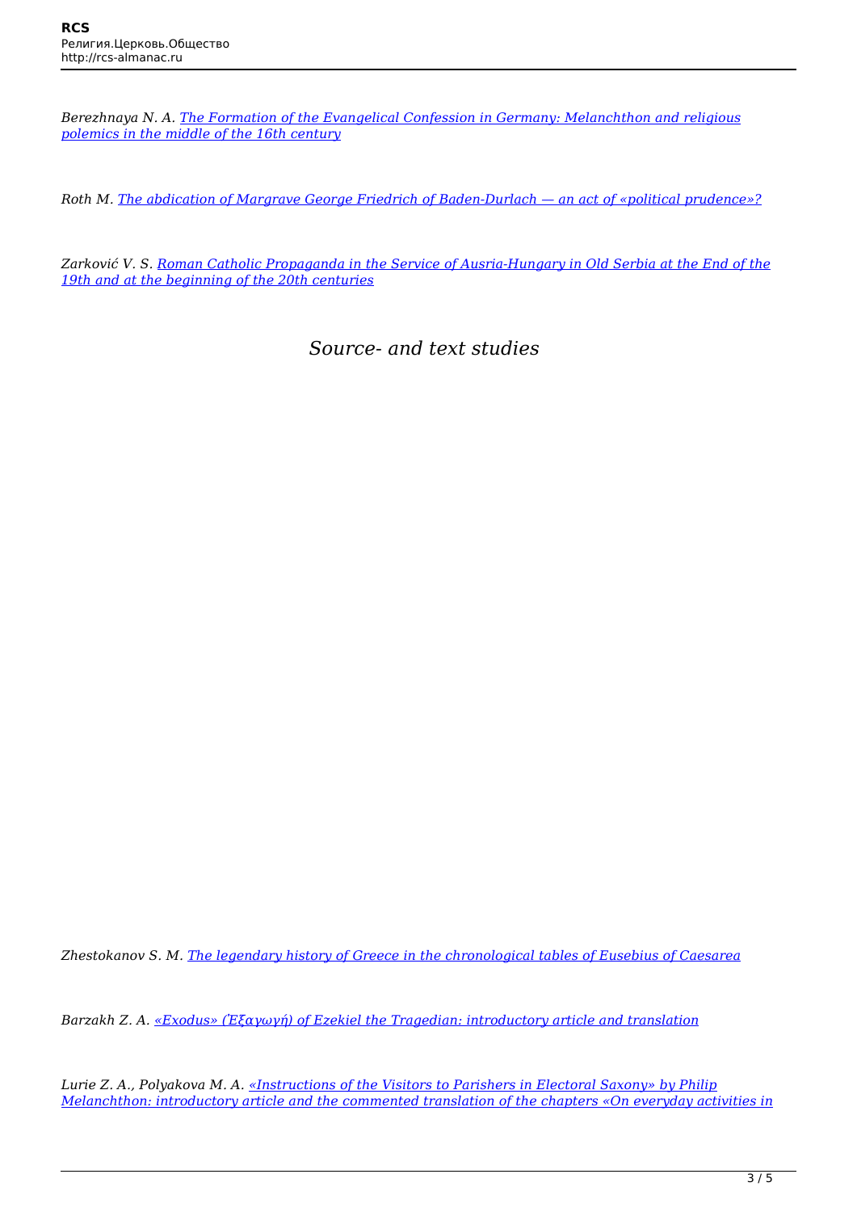*Berezhnaya N. A. The Formation of the Evangelical Confession in Germany: Melanchthon and religious polemics in the middle of the 16th century*

*Roth M. The abdication of Margrave George Friedrich of Baden-Durlach — an act of «political prudence»?*

*Zarković V. S. Roman Catholic Propaganda in the Service of Ausria-Hungary in Old Serbia at the End of the 19th and at the beginning of the 20th centuries*

## *Source- and text studies*

*Zhestokanov S. M. The legendary history of Greece in the chronological tables of Eusebius of Caesarea*

*Barzakh Z. A. «Exodus» (Ἐξαγωγή) of Ezekiel the Tragedian: introductory article and translation*

*Lurie Z. A., Polyakova M. A. «Instructions of the Visitors to Parishers in Electoral Saxony» by Philip Melanchthon: introductory article and the commented translation of the chapters «On everyday activities in*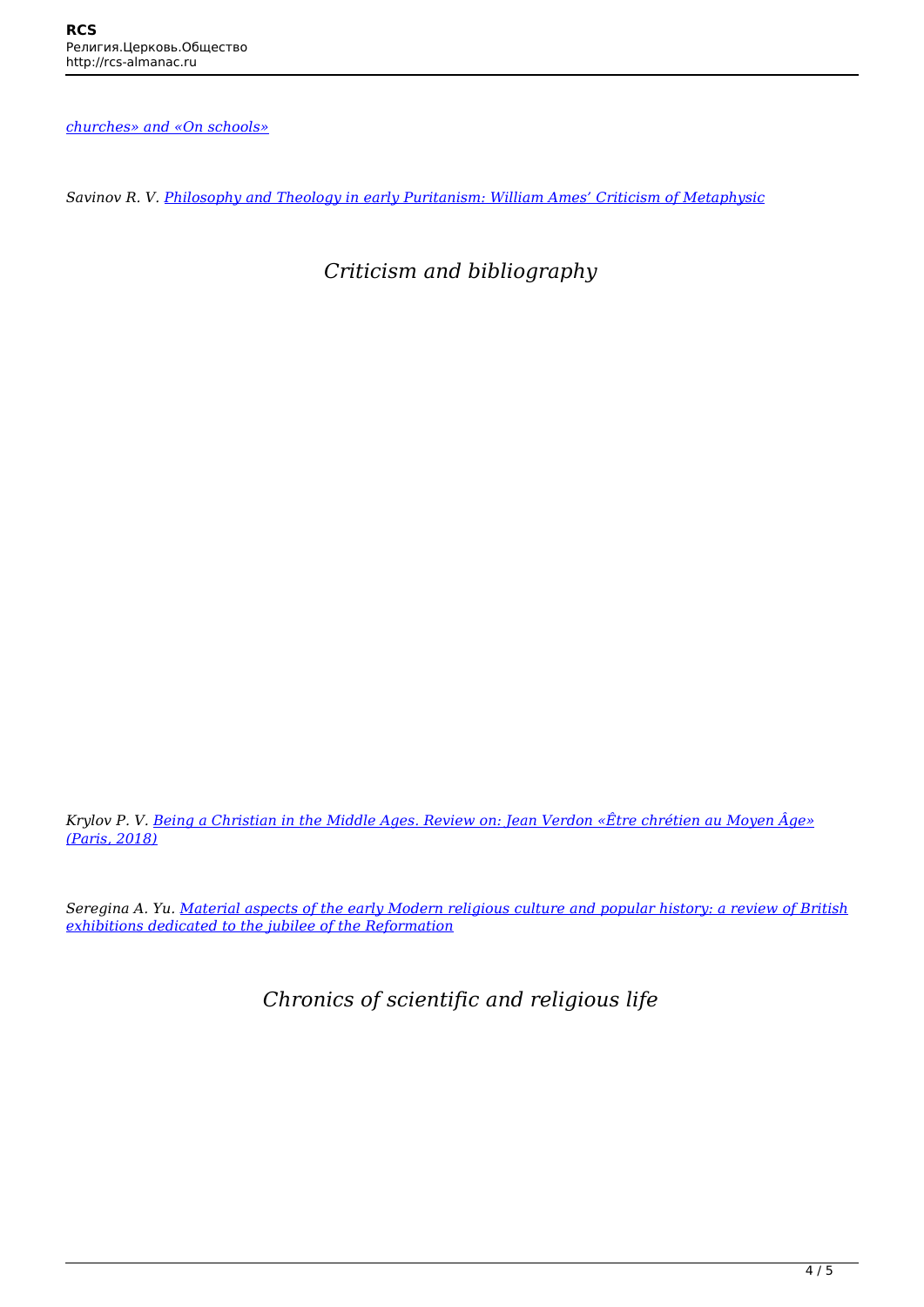*churches» and «On schools»*

*Savinov R. V. Philosophy and Theology in early Puritanism: William Ames' Criticism of Metaphysic*

## *Criticism and bibliography*

*Krylov P. V. Being a Christian in the Middle Ages. Review on: Jean Verdon «Être chrétien au Moyen Âge» (Paris, 2018)*

*Seregina A. Yu. Material aspects of the early Modern religious culture and popular history: a review of British exhibitions dedicated to the jubilee of the Reformation*

## *Chronics of scientific and religious life*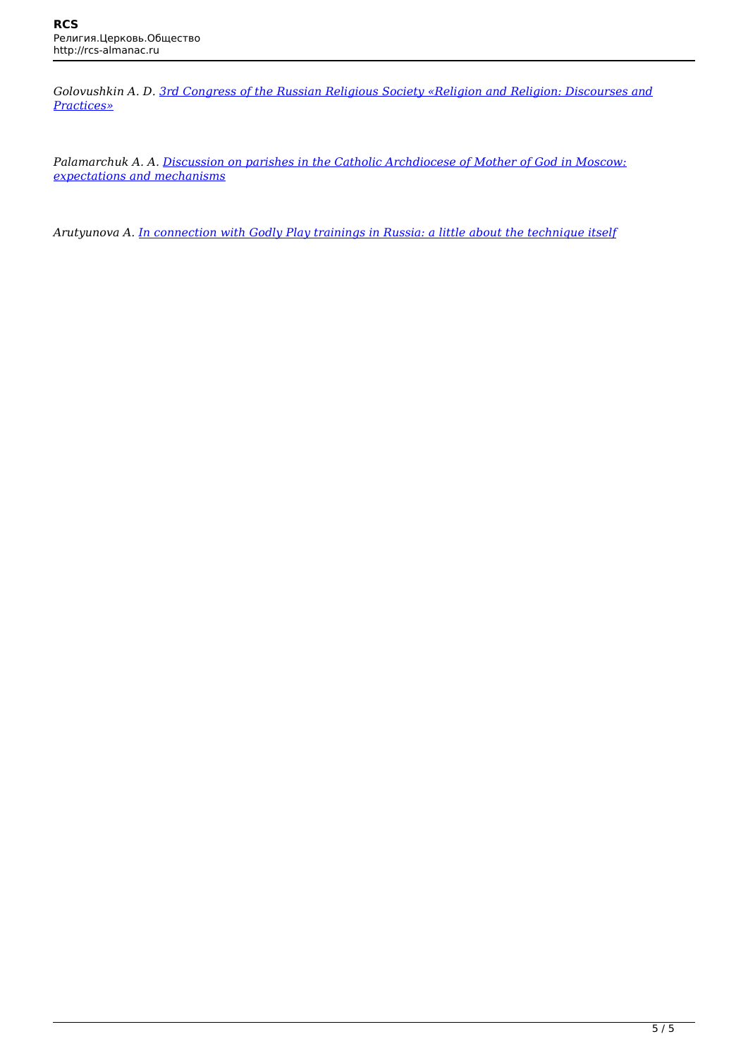*Golovushkin A. D.* *3rd Congress of the Russian Religious Society «Religion and Religion: Discourses and Practices»*

*Palamarchuk A. A.* *Discussion on parishes in the Catholic Archdiocese of Mother of God in Moscow: expectations and mechanisms*

*Arutyunova A.* *In connection with Godly Play trainings in Russia: a little about the technique itself*